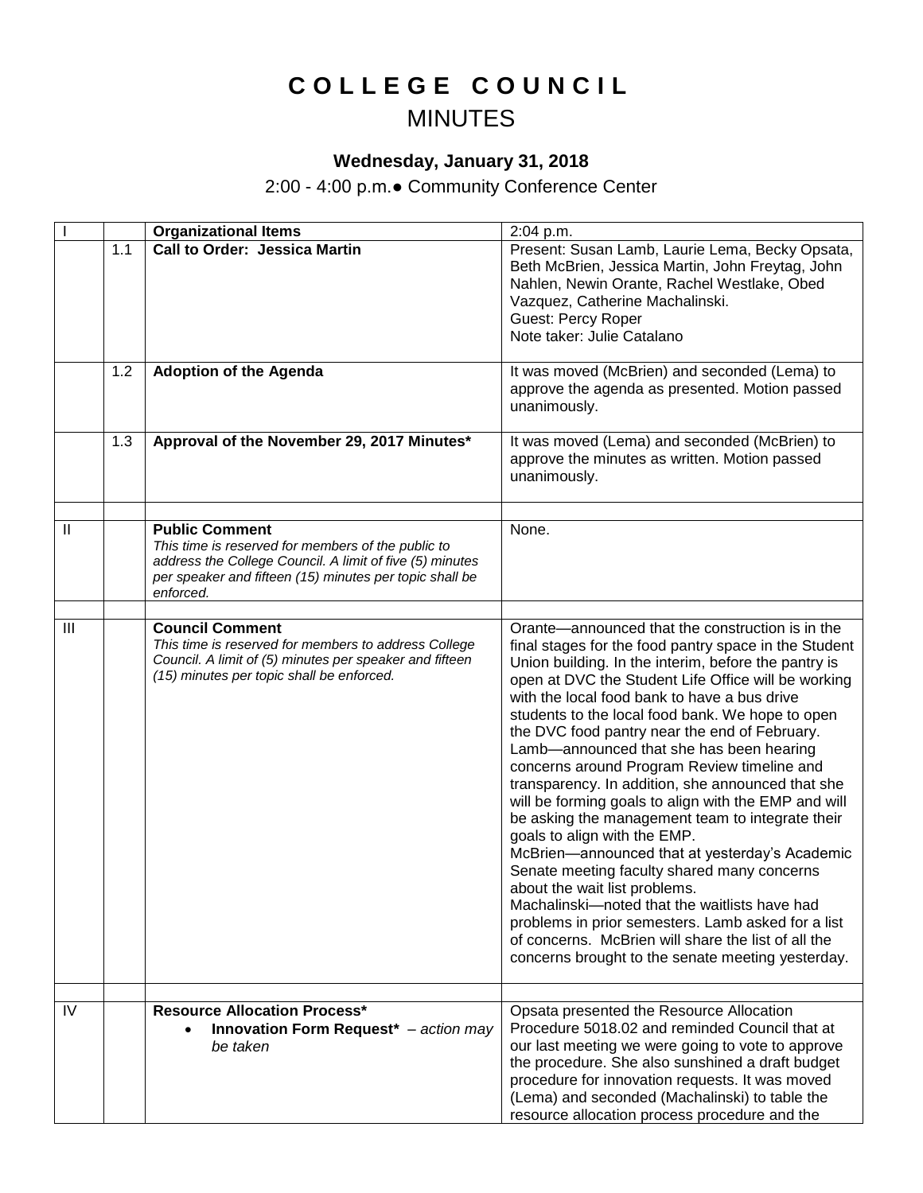# COLLEGE COUNCIL

## MINUTES

### Wednesday, January 31, 2018

2:00 - 4:00 p.m.● Community Conference Center

| | | | |
|---|---|---|---|
| I | | **Organizational Items** | 2:04 p.m. |
| | 1.1 | **Call to Order: Jessica Martin** | Present: Susan Lamb, Laurie Lema, Becky Opsata, Beth McBrien, Jessica Martin, John Freytag, John Nahlen, Newin Orante, Rachel Westlake, Obed Vazquez, Catherine Machalinski.<br>Guest: Percy Roper<br>Note taker: Julie Catalano |
| | 1.2 | **Adoption of the Agenda** | It was moved (McBrien) and seconded (Lema) to approve the agenda as presented. Motion passed unanimously. |
| | 1.3 | **Approval of the November 29, 2017 Minutes*** | It was moved (Lema) and seconded (McBrien) to approve the minutes as written. Motion passed unanimously. |
| | | | |
| II | | **Public Comment**<br>*This time is reserved for members of the public to address the College Council. A limit of five (5) minutes per speaker and fifteen (15) minutes per topic shall be enforced.* | None. |
| | | | |
| III | | **Council Comment**<br>*This time is reserved for members to address College Council. A limit of (5) minutes per speaker and fifteen (15) minutes per topic shall be enforced.* | Orante—announced that the construction is in the final stages for the food pantry space in the Student Union building. In the interim, before the pantry is open at DVC the Student Life Office will be working with the local food bank to have a bus drive students to the local food bank. We hope to open the DVC food pantry near the end of February.<br>Lamb—announced that she has been hearing concerns around Program Review timeline and transparency. In addition, she announced that she will be forming goals to align with the EMP and will be asking the management team to integrate their goals to align with the EMP.<br>McBrien—announced that at yesterday's Academic Senate meeting faculty shared many concerns about the wait list problems.<br>Machalinski—noted that the waitlists have had problems in prior semesters. Lamb asked for a list of concerns. McBrien will share the list of all the concerns brought to the senate meeting yesterday. |
| | | | |
| IV | | **Resource Allocation Process***<br>• **Innovation Form Request*** *– action may be taken* | Opsata presented the Resource Allocation Procedure 5018.02 and reminded Council that at our last meeting we were going to vote to approve the procedure. She also sunshined a draft budget procedure for innovation requests. It was moved (Lema) and seconded (Machalinski) to table the resource allocation process procedure and the |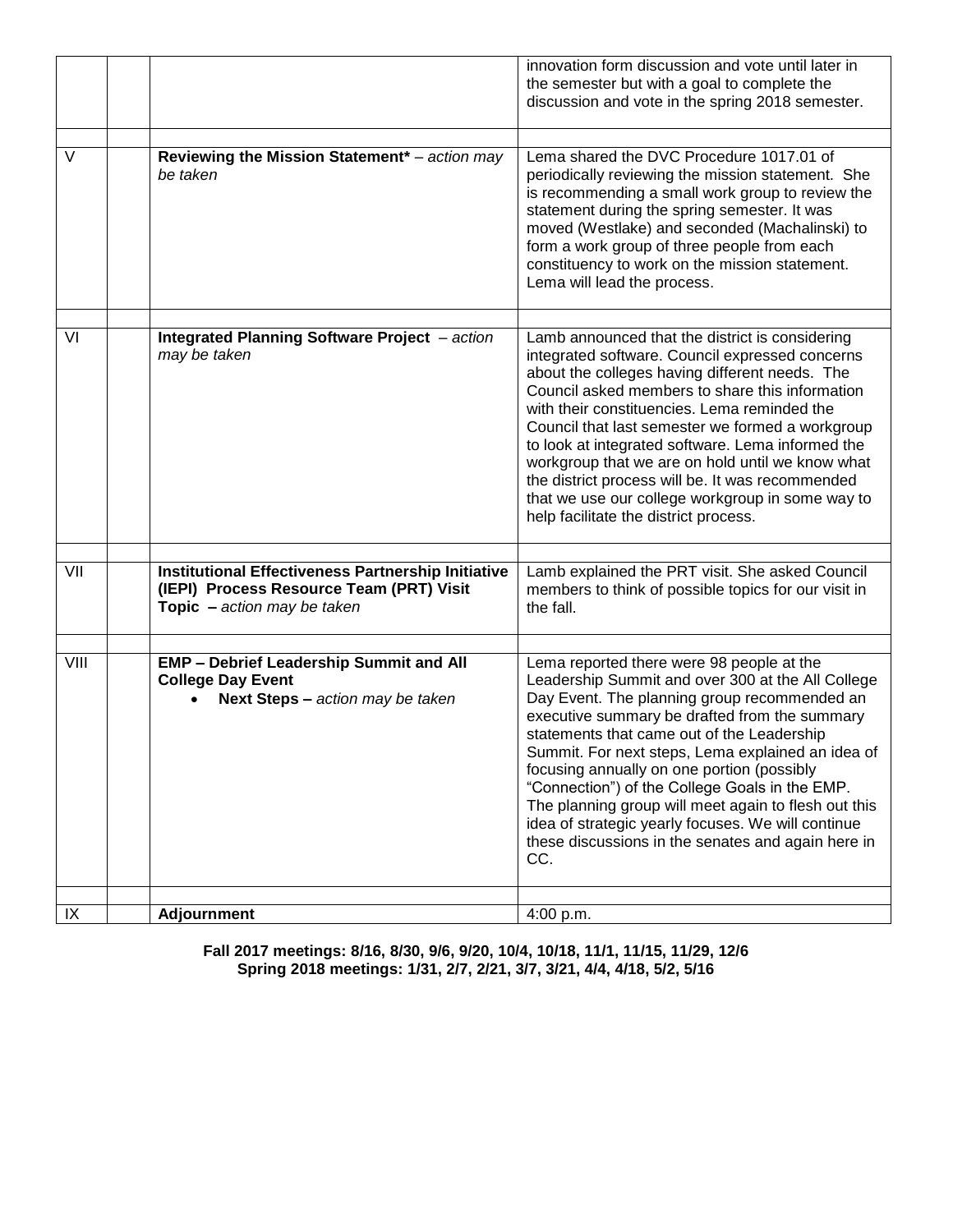| | | | |
|---|---|---|---|
| | | | innovation form discussion and vote until later in the semester but with a goal to complete the discussion and vote in the spring 2018 semester. |
| | | | |
| V | | **Reviewing the Mission Statement*** – *action may be taken* | Lema shared the DVC Procedure 1017.01 of periodically reviewing the mission statement. She is recommending a small work group to review the statement during the spring semester. It was moved (Westlake) and seconded (Machalinski) to form a work group of three people from each constituency to work on the mission statement. Lema will lead the process. |
| | | | |
| VI | | **Integrated Planning Software Project** – *action may be taken* | Lamb announced that the district is considering integrated software. Council expressed concerns about the colleges having different needs. The Council asked members to share this information with their constituencies. Lema reminded the Council that last semester we formed a workgroup to look at integrated software. Lema informed the workgroup that we are on hold until we know what the district process will be. It was recommended that we use our college workgroup in some way to help facilitate the district process. |
| | | | |
| VII | | **Institutional Effectiveness Partnership Initiative (IEPI) Process Resource Team (PRT) Visit Topic** – *action may be taken* | Lamb explained the PRT visit. She asked Council members to think of possible topics for our visit in the fall. |
| | | | |
| VIII | | **EMP – Debrief Leadership Summit and All College Day Event**<br>• **Next Steps –** *action may be taken* | Lema reported there were 98 people at the Leadership Summit and over 300 at the All College Day Event. The planning group recommended an executive summary be drafted from the summary statements that came out of the Leadership Summit. For next steps, Lema explained an idea of focusing annually on one portion (possibly "Connection") of the College Goals in the EMP. The planning group will meet again to flesh out this idea of strategic yearly focuses. We will continue these discussions in the senates and again here in CC. |
| | | | |
| IX | | **Adjournment** | 4:00 p.m. |

**Fall 2017 meetings: 8/16, 8/30, 9/6, 9/20, 10/4, 10/18, 11/1, 11/15, 11/29, 12/6**
**Spring 2018 meetings: 1/31, 2/7, 2/21, 3/7, 3/21, 4/4, 4/18, 5/2, 5/16**